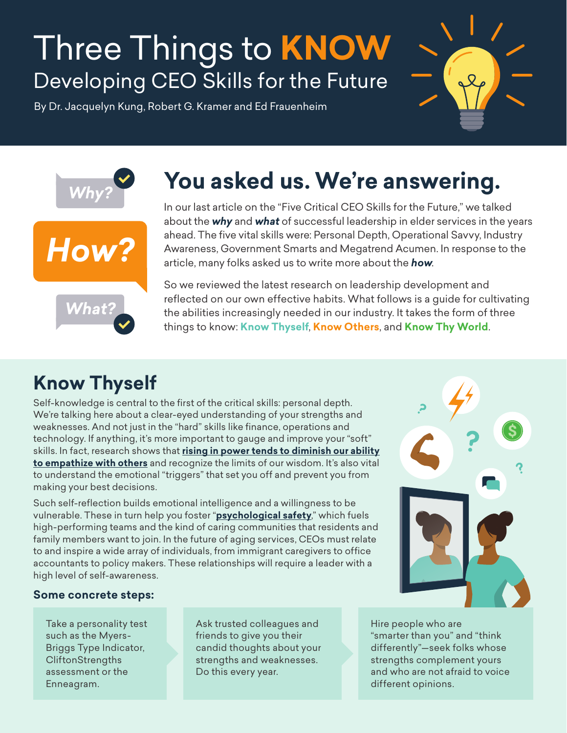# Three Things to **KNOW**

## Developing CEO Skills for the Future

By Dr. Jacquelyn Kung, Robert G. Kramer and Ed Frauenheim

Why?

How?

What?

## You asked us. We're answering.

In our last article on the "Five Critical CEO Skills for the Future," we talked about the ***why*** and ***what*** of successful leadership in elder services in the years ahead. The five vital skills were: Personal Depth, Operational Savvy, Industry Awareness, Government Smarts and Megatrend Acumen. In response to the article, many folks asked us to write more about the ***how***.

So we reviewed the latest research on leadership development and reflected on our own effective habits. What follows is a guide for cultivating the abilities increasingly needed in our industry. It takes the form of three things to know: **Know Thyself**, **Know Others**, and **Know Thy World**.

## Know Thyself

Self-knowledge is central to the first of the critical skills: personal depth. We're talking here about a clear-eyed understanding of your strengths and weaknesses. And not just in the "hard" skills like finance, operations and technology. If anything, it's more important to gauge and improve your "soft" skills. In fact, research shows that **rising in power tends to diminish our ability to empathize with others** and recognize the limits of our wisdom. It's also vital to understand the emotional "triggers" that set you off and prevent you from making your best decisions.

Such self-reflection builds emotional intelligence and a willingness to be vulnerable. These in turn help you foster "**psychological safety**," which fuels high-performing teams and the kind of caring communities that residents and family members want to join. In the future of aging services, CEOs must relate to and inspire a wide array of individuals, from immigrant caregivers to office accountants to policy makers. These relationships will require a leader with a high level of self-awareness.

### Some concrete steps:

- Take a personality test such as the Myers-Briggs Type Indicator, CliftonStrengths assessment or the Enneagram.
- Ask trusted colleagues and friends to give you their candid thoughts about your strengths and weaknesses. Do this every year.
- Hire people who are "smarter than you" and "think differently"—seek folks whose strengths complement yours and who are not afraid to voice different opinions.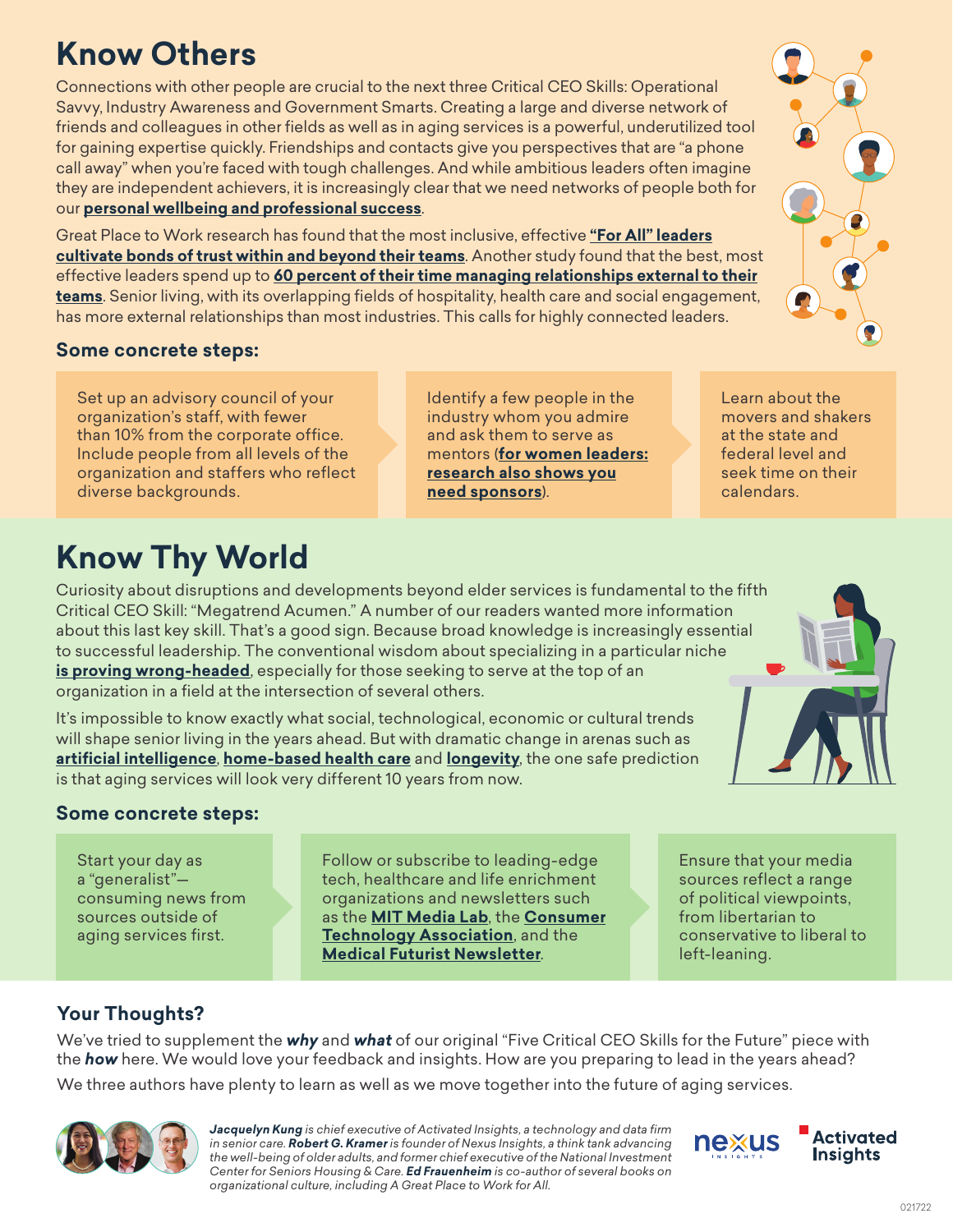# Know Others

Connections with other people are crucial to the next three Critical CEO Skills: Operational Savvy, Industry Awareness and Government Smarts. Creating a large and diverse network of friends and colleagues in other fields as well as in aging services is a powerful, underutilized tool for gaining expertise quickly. Friendships and contacts give you perspectives that are "a phone call away" when you're faced with tough challenges. And while ambitious leaders often imagine they are independent achievers, it is increasingly clear that we need networks of people both for our **personal wellbeing and professional success**.

Great Place to Work research has found that the most inclusive, effective **"For All" leaders cultivate bonds of trust within and beyond their teams**. Another study found that the best, most effective leaders spend up to **60 percent of their time managing relationships external to their teams**. Senior living, with its overlapping fields of hospitality, health care and social engagement, has more external relationships than most industries. This calls for highly connected leaders.

### Some concrete steps:

- Set up an advisory council of your organization's staff, with fewer than 10% from the corporate office. Include people from all levels of the organization and staffers who reflect diverse backgrounds.
- Identify a few people in the industry whom you admire and ask them to serve as mentors (**for women leaders: research also shows you need sponsors**).
- Learn about the movers and shakers at the state and federal level and seek time on their calendars.

# Know Thy World

Curiosity about disruptions and developments beyond elder services is fundamental to the fifth Critical CEO Skill: "Megatrend Acumen." A number of our readers wanted more information about this last key skill. That's a good sign. Because broad knowledge is increasingly essential to successful leadership. The conventional wisdom about specializing in a particular niche **is proving wrong-headed**, especially for those seeking to serve at the top of an organization in a field at the intersection of several others.

It's impossible to know exactly what social, technological, economic or cultural trends will shape senior living in the years ahead. But with dramatic change in arenas such as **artificial intelligence**, **home-based health care** and **longevity**, the one safe prediction is that aging services will look very different 10 years from now.

### Some concrete steps:

- Start your day as a "generalist"—consuming news from sources outside of aging services first.
- Follow or subscribe to leading-edge tech, healthcare and life enrichment organizations and newsletters such as the **MIT Media Lab**, the **Consumer Technology Association**, and the **Medical Futurist Newsletter**.
- Ensure that your media sources reflect a range of political viewpoints, from libertarian to conservative to liberal to left-leaning.

## Your Thoughts?

We've tried to supplement the ***why*** and ***what*** of our original "Five Critical CEO Skills for the Future" piece with the ***how*** here. We would love your feedback and insights. How are you preparing to lead in the years ahead?

We three authors have plenty to learn as well as we move together into the future of aging services.

*__Jacquelyn Kung__ is chief executive of Activated Insights, a technology and data firm in senior care. __Robert G. Kramer__ is founder of Nexus Insights, a think tank advancing the well-being of older adults, and former chief executive of the National Investment Center for Seniors Housing & Care. __Ed Frauenheim__ is co-author of several books on organizational culture, including A Great Place to Work for All.*

nexus INSIGHTS

Activated Insights

021722